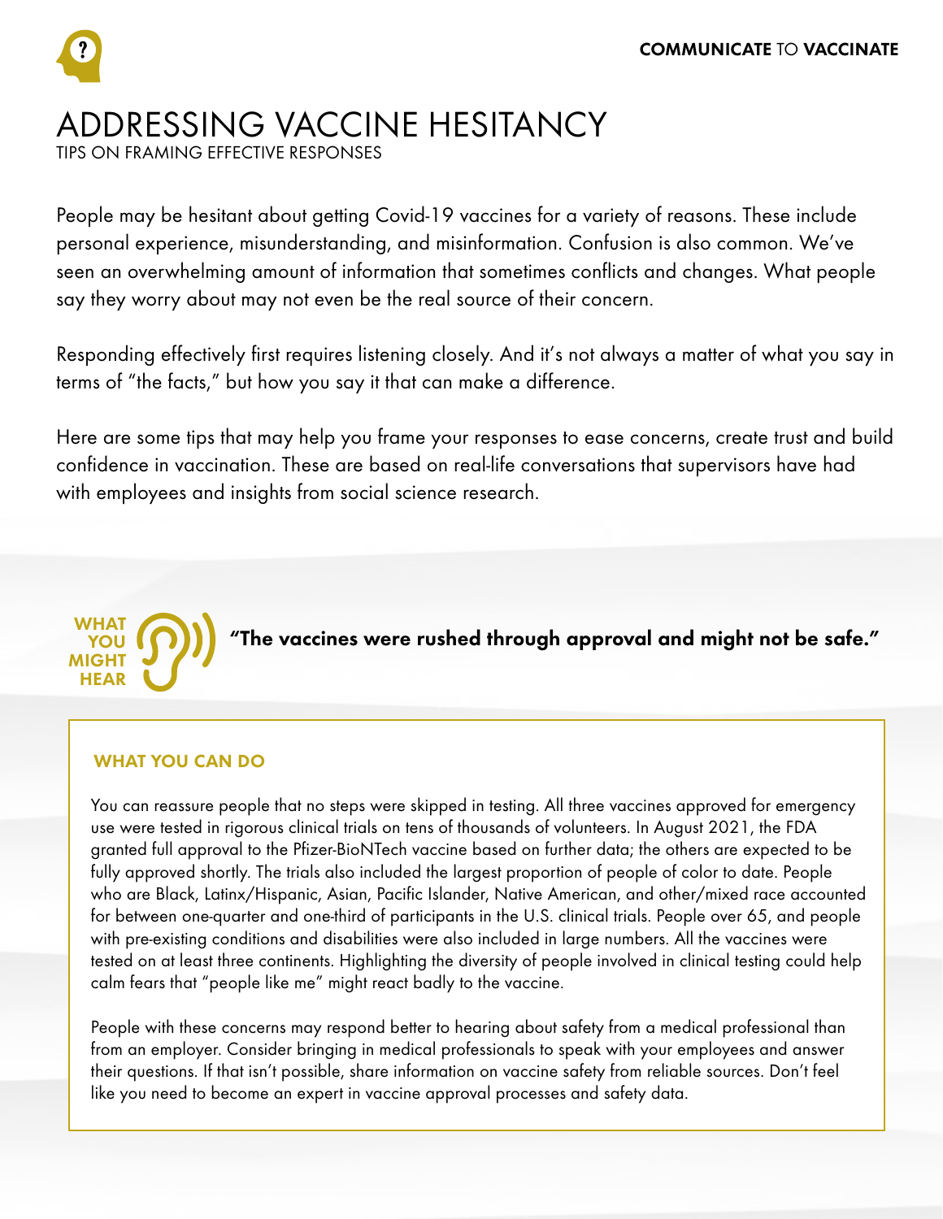# ADDRESSING VACCINE HESITANCY

TIPS ON FRAMING EFFECTIVE RESPONSES

People may be hesitant about getting Covid-19 vaccines for a variety of reasons. These include personal experience, misunderstanding, and misinformation. Confusion is also common. We've seen an overwhelming amount of information that sometimes conflicts and changes. What people say they worry about may not even be the real source of their concern.

Responding effectively first requires listening closely. And it's not always a matter of what you say in terms of "the facts," but how you say it that can make a difference.

Here are some tips that may help you frame your responses to ease concerns, create trust and build confidence in vaccination. These are based on real-life conversations that supervisors have had with employees and insights from social science research.

**WHAT YOU MIGHT HEAR**

**"The vaccines were rushed through approval and might not be safe."**

### WHAT YOU CAN DO

You can reassure people that no steps were skipped in testing. All three vaccines approved for emergency use were tested in rigorous clinical trials on tens of thousands of volunteers. In August 2021, the FDA granted full approval to the Pfizer-BioNTech vaccine based on further data; the others are expected to be fully approved shortly. The trials also included the largest proportion of people of color to date. People who are Black, Latinx/Hispanic, Asian, Pacific Islander, Native American, and other/mixed race accounted for between one-quarter and one-third of participants in the U.S. clinical trials. People over 65, and people with pre-existing conditions and disabilities were also included in large numbers. All the vaccines were tested on at least three continents. Highlighting the diversity of people involved in clinical testing could help calm fears that "people like me" might react badly to the vaccine.

People with these concerns may respond better to hearing about safety from a medical professional than from an employer. Consider bringing in medical professionals to speak with your employees and answer their questions. If that isn't possible, share information on vaccine safety from reliable sources. Don't feel like you need to become an expert in vaccine approval processes and safety data.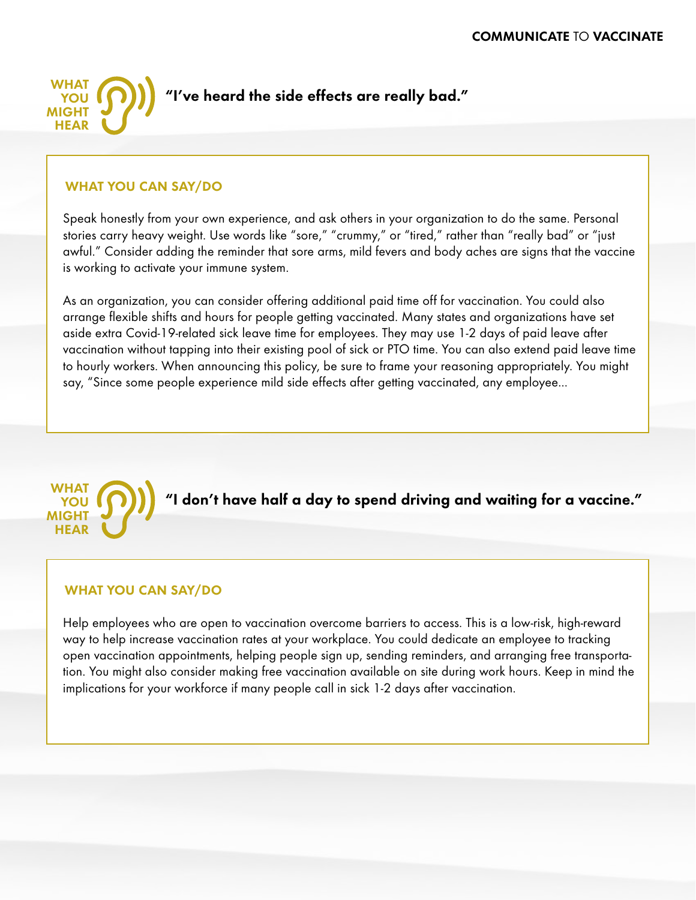**WHAT YOU MIGHT HEAR**

## "I've heard the side effects are really bad."

### WHAT YOU CAN SAY/DO

Speak honestly from your own experience, and ask others in your organization to do the same. Personal stories carry heavy weight. Use words like "sore," "crummy," or "tired," rather than "really bad" or "just awful." Consider adding the reminder that sore arms, mild fevers and body aches are signs that the vaccine is working to activate your immune system.

As an organization, you can consider offering additional paid time off for vaccination. You could also arrange flexible shifts and hours for people getting vaccinated. Many states and organizations have set aside extra Covid-19-related sick leave time for employees. They may use 1-2 days of paid leave after vaccination without tapping into their existing pool of sick or PTO time. You can also extend paid leave time to hourly workers. When announcing this policy, be sure to frame your reasoning appropriately. You might say, "Since some people experience mild side effects after getting vaccinated, any employee...

**WHAT YOU MIGHT HEAR**

## "I don't have half a day to spend driving and waiting for a vaccine."

### WHAT YOU CAN SAY/DO

Help employees who are open to vaccination overcome barriers to access. This is a low-risk, high-reward way to help increase vaccination rates at your workplace. You could dedicate an employee to tracking open vaccination appointments, helping people sign up, sending reminders, and arranging free transportation. You might also consider making free vaccination available on site during work hours. Keep in mind the implications for your workforce if many people call in sick 1-2 days after vaccination.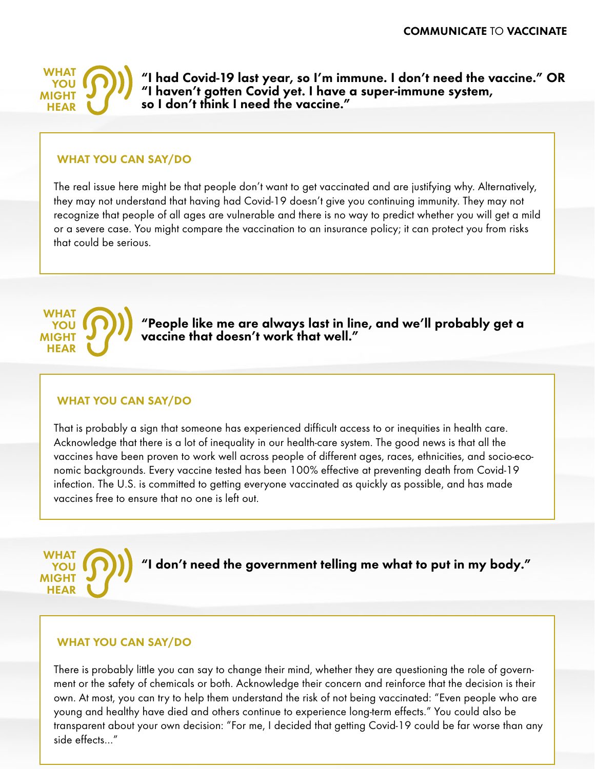**WHAT YOU MIGHT HEAR**

**"I had Covid-19 last year, so I'm immune. I don't need the vaccine." OR "I haven't gotten Covid yet. I have a super-immune system, so I don't think I need the vaccine."**

### WHAT YOU CAN SAY/DO

The real issue here might be that people don't want to get vaccinated and are justifying why. Alternatively, they may not understand that having had Covid-19 doesn't give you continuing immunity. They may not recognize that people of all ages are vulnerable and there is no way to predict whether you will get a mild or a severe case. You might compare the vaccination to an insurance policy; it can protect you from risks that could be serious.

**WHAT YOU MIGHT HEAR**

**"People like me are always last in line, and we'll probably get a vaccine that doesn't work that well."**

### WHAT YOU CAN SAY/DO

That is probably a sign that someone has experienced difficult access to or inequities in health care. Acknowledge that there is a lot of inequality in our health-care system. The good news is that all the vaccines have been proven to work well across people of different ages, races, ethnicities, and socio-economic backgrounds. Every vaccine tested has been 100% effective at preventing death from Covid-19 infection. The U.S. is committed to getting everyone vaccinated as quickly as possible, and has made vaccines free to ensure that no one is left out.

**WHAT YOU MIGHT HEAR**

**"I don't need the government telling me what to put in my body."**

### WHAT YOU CAN SAY/DO

There is probably little you can say to change their mind, whether they are questioning the role of government or the safety of chemicals or both. Acknowledge their concern and reinforce that the decision is their own. At most, you can try to help them understand the risk of not being vaccinated: "Even people who are young and healthy have died and others continue to experience long-term effects." You could also be transparent about your own decision: "For me, I decided that getting Covid-19 could be far worse than any side effects..."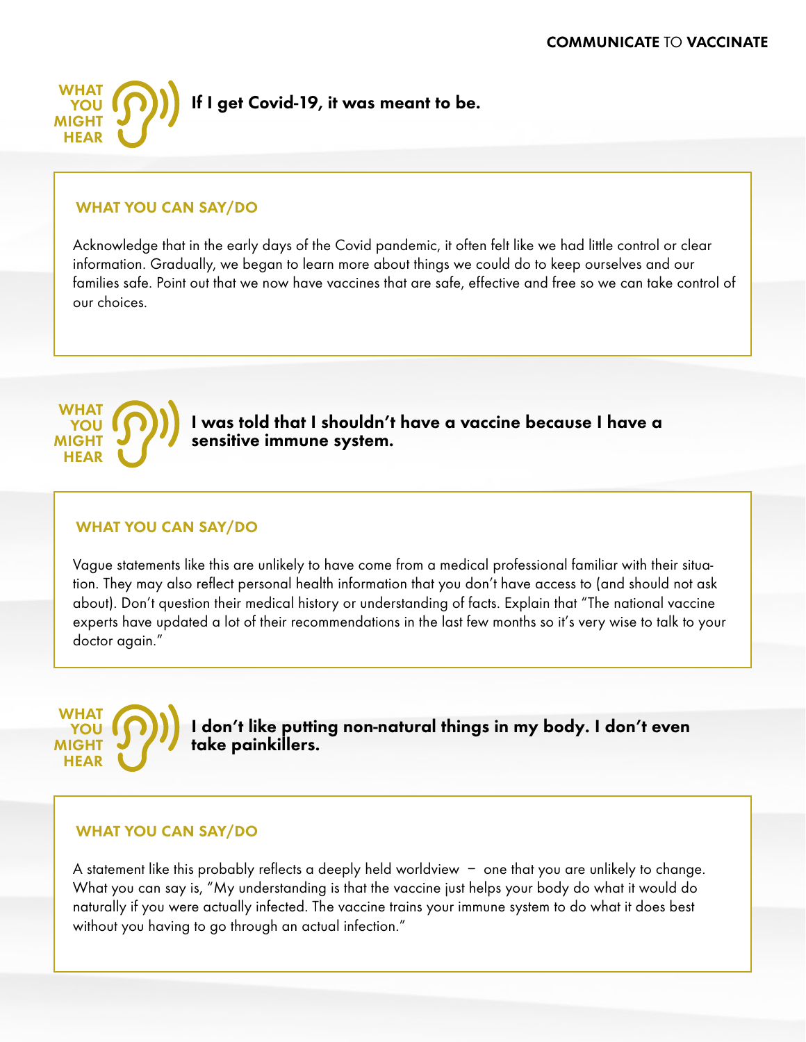WHAT YOU MIGHT HEAR

## If I get Covid-19, it was meant to be.

### WHAT YOU CAN SAY/DO

Acknowledge that in the early days of the Covid pandemic, it often felt like we had little control or clear information. Gradually, we began to learn more about things we could do to keep ourselves and our families safe. Point out that we now have vaccines that are safe, effective and free so we can take control of our choices.

WHAT YOU MIGHT HEAR

## I was told that I shouldn't have a vaccine because I have a sensitive immune system.

### WHAT YOU CAN SAY/DO

Vague statements like this are unlikely to have come from a medical professional familiar with their situation. They may also reflect personal health information that you don't have access to (and should not ask about). Don't question their medical history or understanding of facts. Explain that "The national vaccine experts have updated a lot of their recommendations in the last few months so it's very wise to talk to your doctor again."

WHAT YOU MIGHT HEAR

## I don't like putting non-natural things in my body. I don't even take painkillers.

### WHAT YOU CAN SAY/DO

A statement like this probably reflects a deeply held worldview – one that you are unlikely to change. What you can say is, "My understanding is that the vaccine just helps your body do what it would do naturally if you were actually infected. The vaccine trains your immune system to do what it does best without you having to go through an actual infection."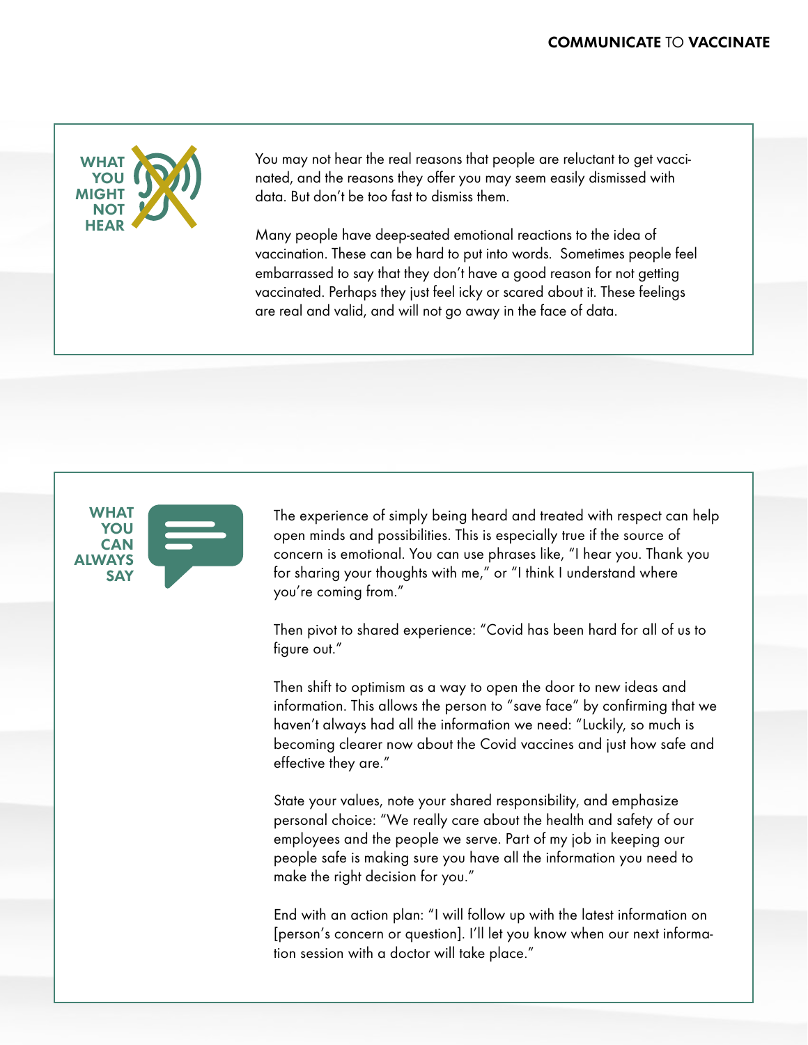## WHAT YOU MIGHT NOT HEAR

You may not hear the real reasons that people are reluctant to get vaccinated, and the reasons they offer you may seem easily dismissed with data. But don't be too fast to dismiss them.

Many people have deep-seated emotional reactions to the idea of vaccination. These can be hard to put into words. Sometimes people feel embarrassed to say that they don't have a good reason for not getting vaccinated. Perhaps they just feel icky or scared about it. These feelings are real and valid, and will not go away in the face of data.

## WHAT YOU CAN ALWAYS SAY

The experience of simply being heard and treated with respect can help open minds and possibilities. This is especially true if the source of concern is emotional. You can use phrases like, "I hear you. Thank you for sharing your thoughts with me," or "I think I understand where you're coming from."

Then pivot to shared experience: "Covid has been hard for all of us to figure out."

Then shift to optimism as a way to open the door to new ideas and information. This allows the person to "save face" by confirming that we haven't always had all the information we need: "Luckily, so much is becoming clearer now about the Covid vaccines and just how safe and effective they are."

State your values, note your shared responsibility, and emphasize personal choice: "We really care about the health and safety of our employees and the people we serve. Part of my job in keeping our people safe is making sure you have all the information you need to make the right decision for you."

End with an action plan: "I will follow up with the latest information on [person's concern or question]. I'll let you know when our next information session with a doctor will take place."